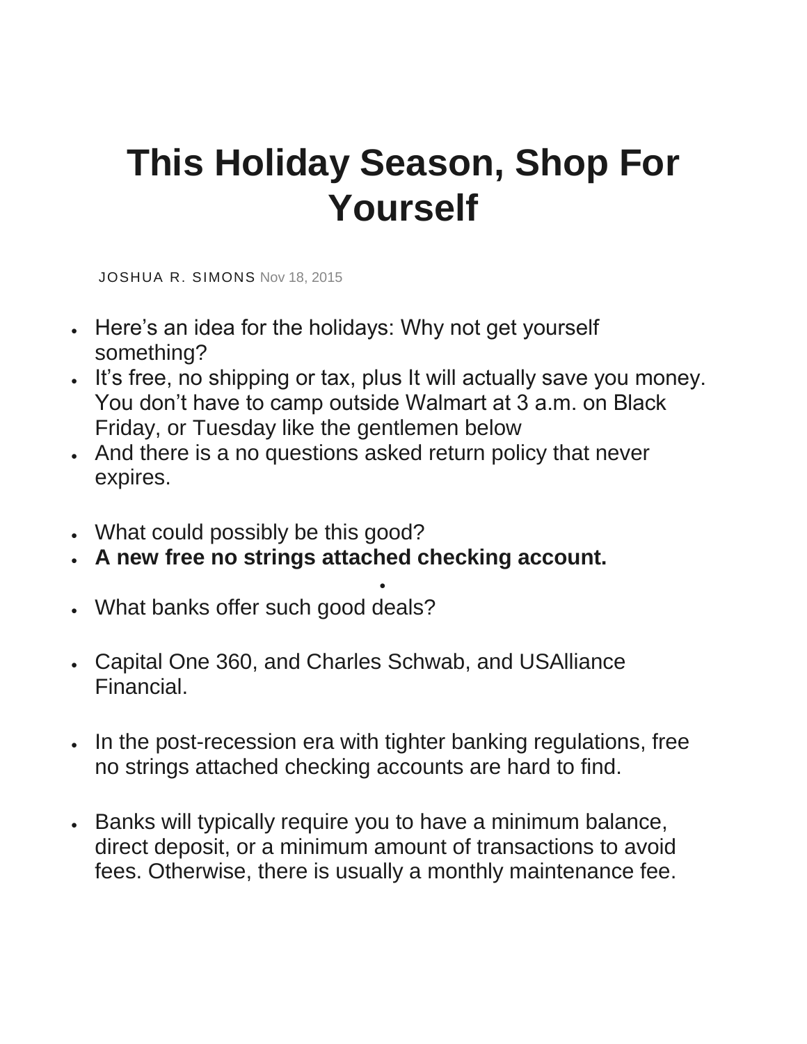# This Holiday Season, Shop For Yourself

JOSHUA R. SIMONS Nov 18, 2015

- Here's an idea for the holidays: Why not get yourself something?
- It's free, no shipping or tax, plus It will actually save you money. You don't have to camp outside Walmart at 3 a.m. on Black Friday, or Tuesday like the gentlemen below
- And there is a no questions asked return policy that never expires.

- What could possibly be this good?
- **A new free no strings attached checking account.**

- What banks offer such good deals?

- Capital One 360, and Charles Schwab, and USAlliance Financial.

- In the post-recession era with tighter banking regulations, free no strings attached checking accounts are hard to find.

- Banks will typically require you to have a minimum balance, direct deposit, or a minimum amount of transactions to avoid fees. Otherwise, there is usually a monthly maintenance fee.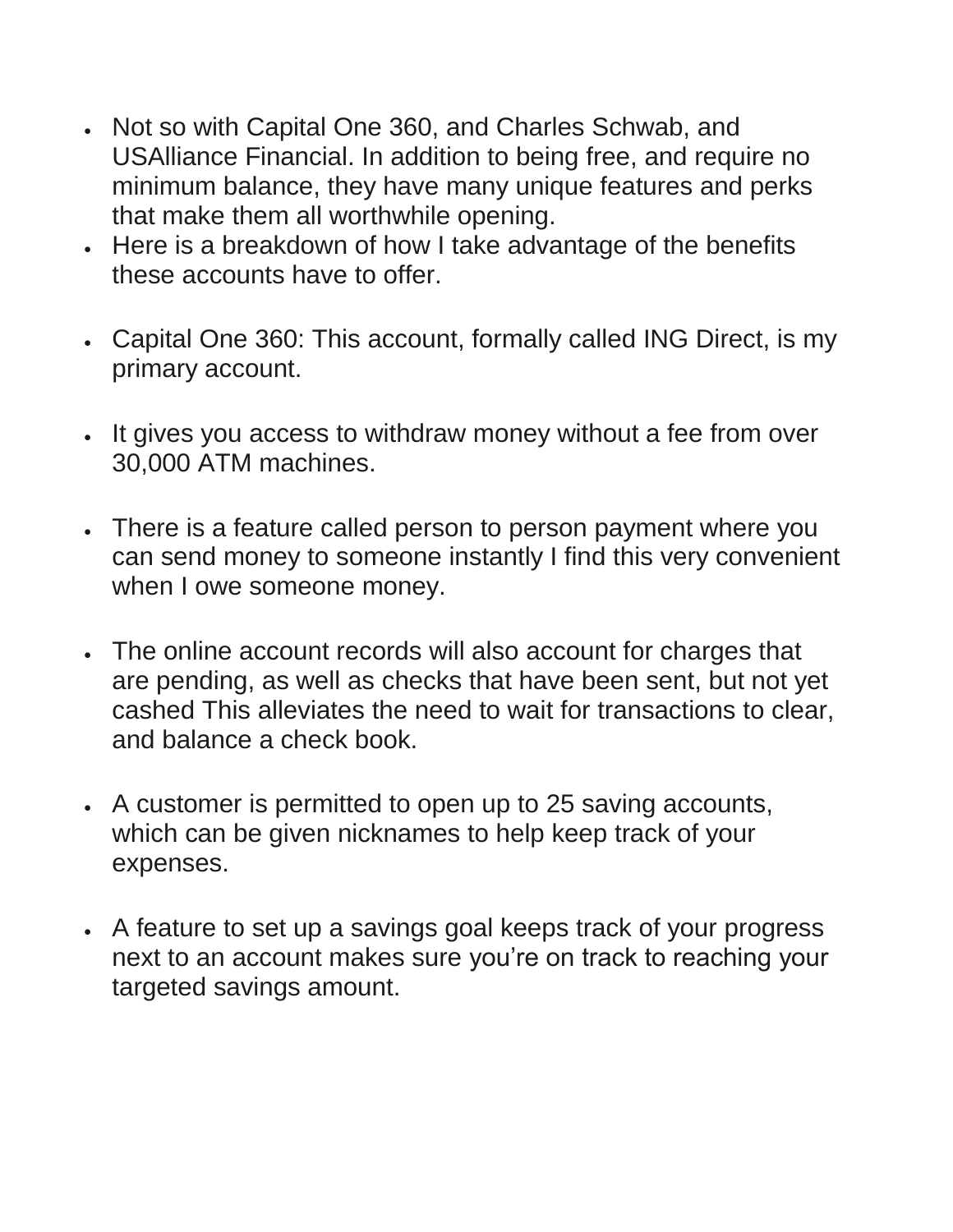- Not so with Capital One 360, and Charles Schwab, and USAlliance Financial. In addition to being free, and require no minimum balance, they have many unique features and perks that make them all worthwhile opening.
- Here is a breakdown of how I take advantage of the benefits these accounts have to offer.

- Capital One 360: This account, formally called ING Direct, is my primary account.

- It gives you access to withdraw money without a fee from over 30,000 ATM machines.

- There is a feature called person to person payment where you can send money to someone instantly I find this very convenient when I owe someone money.

- The online account records will also account for charges that are pending, as well as checks that have been sent, but not yet cashed This alleviates the need to wait for transactions to clear, and balance a check book.

- A customer is permitted to open up to 25 saving accounts, which can be given nicknames to help keep track of your expenses.

- A feature to set up a savings goal keeps track of your progress next to an account makes sure you're on track to reaching your targeted savings amount.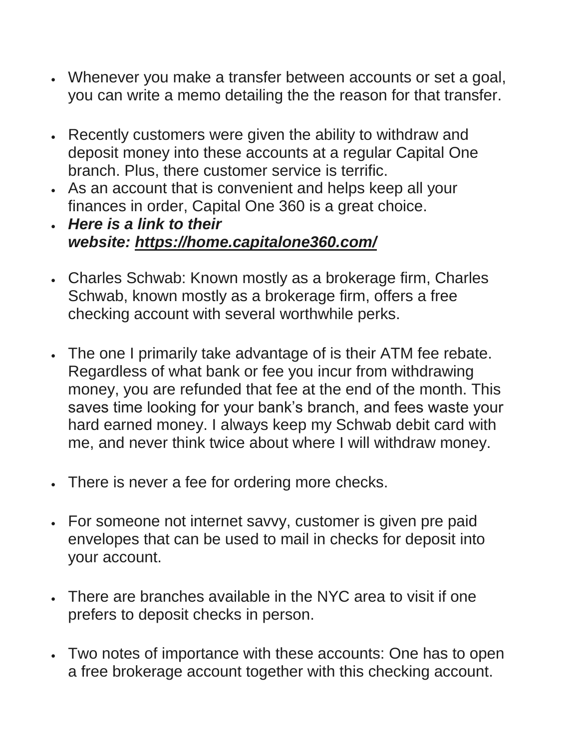- Whenever you make a transfer between accounts or set a goal, you can write a memo detailing the the reason for that transfer.

- Recently customers were given the ability to withdraw and deposit money into these accounts at a regular Capital One branch. Plus, there customer service is terrific.
- As an account that is convenient and helps keep all your finances in order, Capital One 360 is a great choice.
- ***Here is a link to their website: [https://home.capitalone360.com/](https://home.capitalone360.com/)***

- Charles Schwab: Known mostly as a brokerage firm, Charles Schwab, known mostly as a brokerage firm, offers a free checking account with several worthwhile perks.

- The one I primarily take advantage of is their ATM fee rebate. Regardless of what bank or fee you incur from withdrawing money, you are refunded that fee at the end of the month. This saves time looking for your bank's branch, and fees waste your hard earned money. I always keep my Schwab debit card with me, and never think twice about where I will withdraw money.

- There is never a fee for ordering more checks.

- For someone not internet savvy, customer is given pre paid envelopes that can be used to mail in checks for deposit into your account.

- There are branches available in the NYC area to visit if one prefers to deposit checks in person.

- Two notes of importance with these accounts: One has to open a free brokerage account together with this checking account.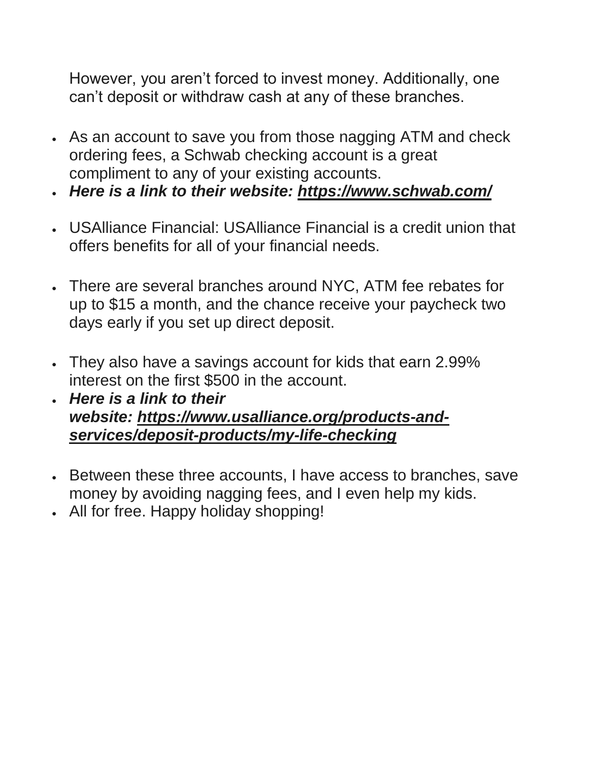However, you aren't forced to invest money. Additionally, one can't deposit or withdraw cash at any of these branches.

- As an account to save you from those nagging ATM and check ordering fees, a Schwab checking account is a great compliment to any of your existing accounts.
- ***Here is a link to their website: [https://www.schwab.com/](https://www.schwab.com/)***

- USAlliance Financial: USAlliance Financial is a credit union that offers benefits for all of your financial needs.

- There are several branches around NYC, ATM fee rebates for up to $15 a month, and the chance receive your paycheck two days early if you set up direct deposit.

- They also have a savings account for kids that earn 2.99% interest on the first $500 in the account.
- ***Here is a link to their website: [https://www.usalliance.org/products-and-services/deposit-products/my-life-checking](https://www.usalliance.org/products-and-services/deposit-products/my-life-checking)***

- Between these three accounts, I have access to branches, save money by avoiding nagging fees, and I even help my kids.
- All for free. Happy holiday shopping!